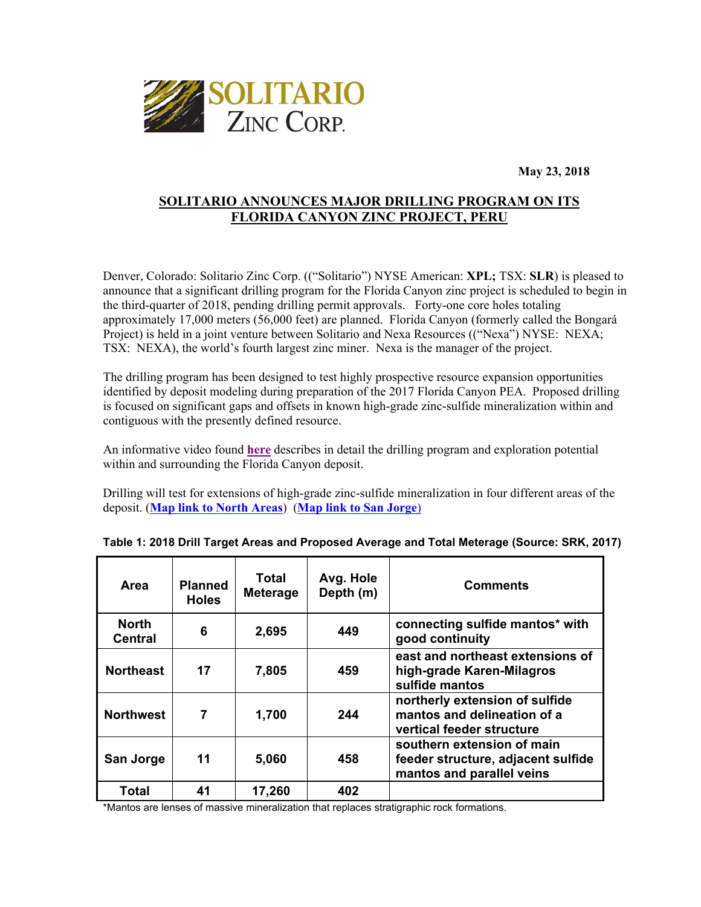**SOLITARIO ZINC CORP.**

**May 23, 2018**

## SOLITARIO ANNOUNCES MAJOR DRILLING PROGRAM ON ITS FLORIDA CANYON ZINC PROJECT, PERU

Denver, Colorado: Solitario Zinc Corp. ((“Solitario”) NYSE American: **XPL;** TSX: **SLR**) is pleased to announce that a significant drilling program for the Florida Canyon zinc project is scheduled to begin in the third-quarter of 2018, pending drilling permit approvals. Forty-one core holes totaling approximately 17,000 meters (56,000 feet) are planned. Florida Canyon (formerly called the Bongará Project) is held in a joint venture between Solitario and Nexa Resources ((“Nexa”) NYSE: NEXA; TSX: NEXA), the world’s fourth largest zinc miner. Nexa is the manager of the project.

The drilling program has been designed to test highly prospective resource expansion opportunities identified by deposit modeling during preparation of the 2017 Florida Canyon PEA. Proposed drilling is focused on significant gaps and offsets in known high-grade zinc-sulfide mineralization within and contiguous with the presently defined resource.

An informative video found **here** describes in detail the drilling program and exploration potential within and surrounding the Florida Canyon deposit.

Drilling will test for extensions of high-grade zinc-sulfide mineralization in four different areas of the deposit. (**Map link to North Areas**) (**Map link to San Jorge**)

**Table 1: 2018 Drill Target Areas and Proposed Average and Total Meterage (Source: SRK, 2017)**

| Area | Planned Holes | Total Meterage | Avg. Hole Depth (m) | Comments |
|---|---|---|---|---|
| North Central | 6 | 2,695 | 449 | connecting sulfide mantos* with good continuity |
| Northeast | 17 | 7,805 | 459 | east and northeast extensions of high-grade Karen-Milagros sulfide mantos |
| Northwest | 7 | 1,700 | 244 | northerly extension of sulfide mantos and delineation of a vertical feeder structure |
| San Jorge | 11 | 5,060 | 458 | southern extension of main feeder structure, adjacent sulfide mantos and parallel veins |
| Total | 41 | 17,260 | 402 | |

*Mantos are lenses of massive mineralization that replaces stratigraphic rock formations.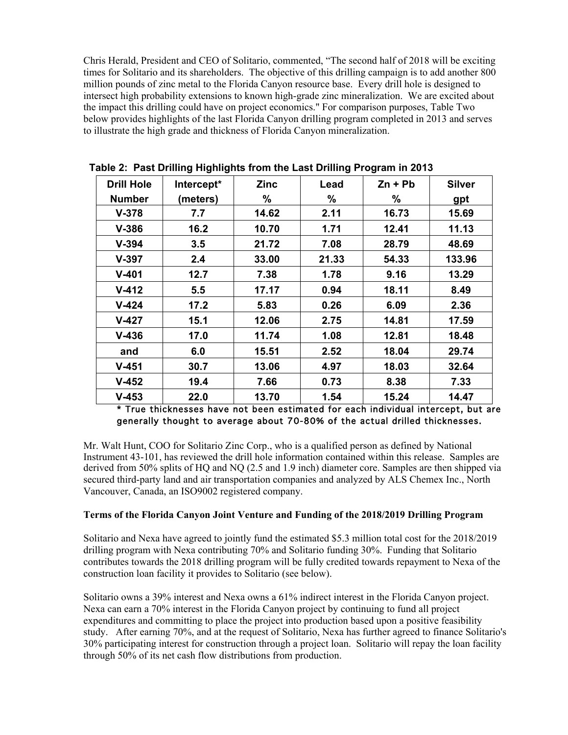Chris Herald, President and CEO of Solitario, commented, "The second half of 2018 will be exciting times for Solitario and its shareholders. The objective of this drilling campaign is to add another 800 million pounds of zinc metal to the Florida Canyon resource base. Every drill hole is designed to intersect high probability extensions to known high-grade zinc mineralization. We are excited about the impact this drilling could have on project economics." For comparison purposes, Table Two below provides highlights of the last Florida Canyon drilling program completed in 2013 and serves to illustrate the high grade and thickness of Florida Canyon mineralization.

**Table 2: Past Drilling Highlights from the Last Drilling Program in 2013**

| Drill Hole Number | Intercept* (meters) | Zinc % | Lead % | Zn + Pb % | Silver gpt |
|---|---|---|---|---|---|
| V-378 | 7.7 | 14.62 | 2.11 | 16.73 | 15.69 |
| V-386 | 16.2 | 10.70 | 1.71 | 12.41 | 11.13 |
| V-394 | 3.5 | 21.72 | 7.08 | 28.79 | 48.69 |
| V-397 | 2.4 | 33.00 | 21.33 | 54.33 | 133.96 |
| V-401 | 12.7 | 7.38 | 1.78 | 9.16 | 13.29 |
| V-412 | 5.5 | 17.17 | 0.94 | 18.11 | 8.49 |
| V-424 | 17.2 | 5.83 | 0.26 | 6.09 | 2.36 |
| V-427 | 15.1 | 12.06 | 2.75 | 14.81 | 17.59 |
| V-436 | 17.0 | 11.74 | 1.08 | 12.81 | 18.48 |
| and | 6.0 | 15.51 | 2.52 | 18.04 | 29.74 |
| V-451 | 30.7 | 13.06 | 4.97 | 18.03 | 32.64 |
| V-452 | 19.4 | 7.66 | 0.73 | 8.38 | 7.33 |
| V-453 | 22.0 | 13.70 | 1.54 | 15.24 | 14.47 |

**\* True thicknesses have not been estimated for each individual intercept, but are generally thought to average about 70-80% of the actual drilled thicknesses.**

Mr. Walt Hunt, COO for Solitario Zinc Corp., who is a qualified person as defined by National Instrument 43-101, has reviewed the drill hole information contained within this release. Samples are derived from 50% splits of HQ and NQ (2.5 and 1.9 inch) diameter core. Samples are then shipped via secured third-party land and air transportation companies and analyzed by ALS Chemex Inc., North Vancouver, Canada, an ISO9002 registered company.

**Terms of the Florida Canyon Joint Venture and Funding of the 2018/2019 Drilling Program**

Solitario and Nexa have agreed to jointly fund the estimated $5.3 million total cost for the 2018/2019 drilling program with Nexa contributing 70% and Solitario funding 30%. Funding that Solitario contributes towards the 2018 drilling program will be fully credited towards repayment to Nexa of the construction loan facility it provides to Solitario (see below).

Solitario owns a 39% interest and Nexa owns a 61% indirect interest in the Florida Canyon project. Nexa can earn a 70% interest in the Florida Canyon project by continuing to fund all project expenditures and committing to place the project into production based upon a positive feasibility study. After earning 70%, and at the request of Solitario, Nexa has further agreed to finance Solitario's 30% participating interest for construction through a project loan. Solitario will repay the loan facility through 50% of its net cash flow distributions from production.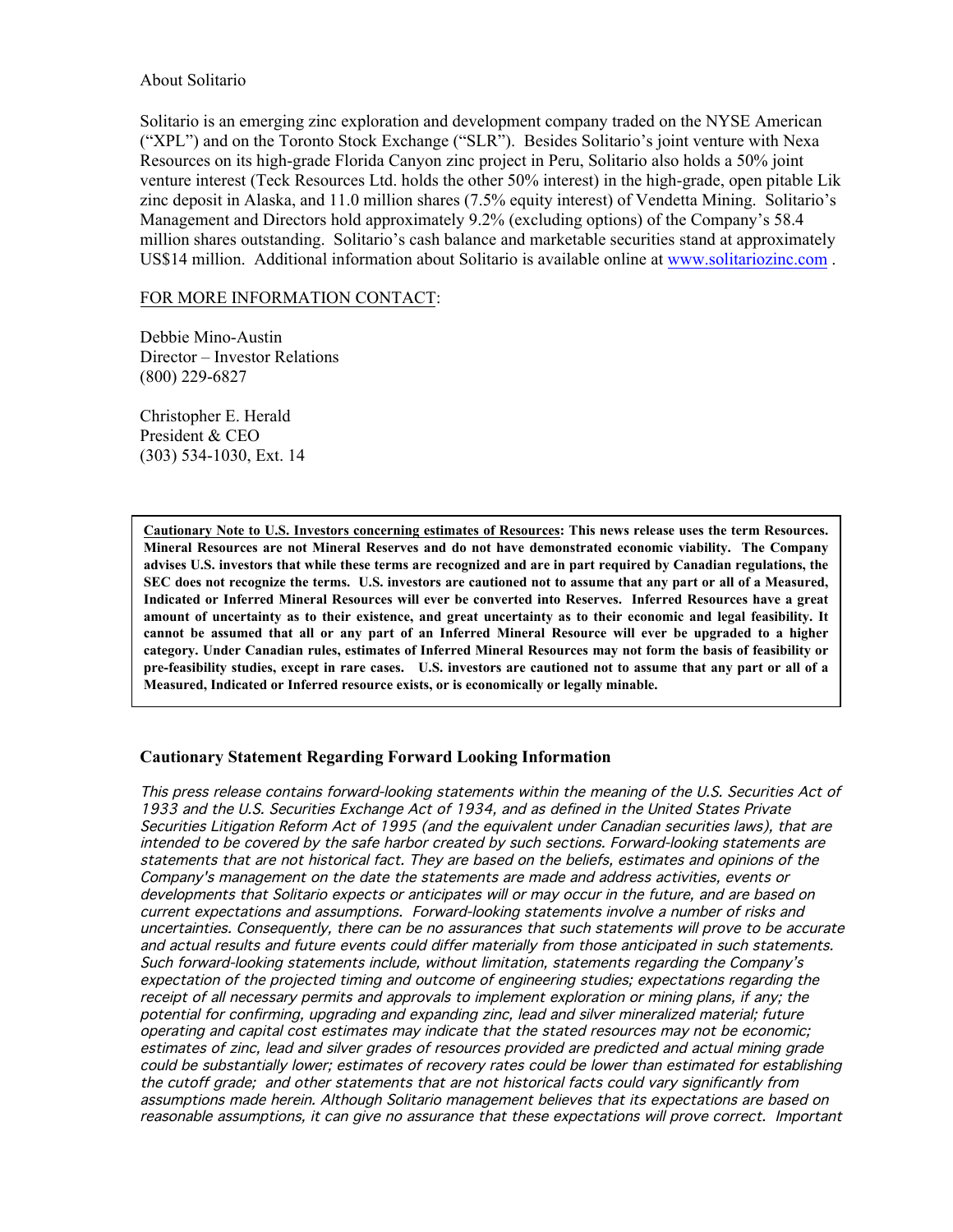About Solitario

Solitario is an emerging zinc exploration and development company traded on the NYSE American ("XPL") and on the Toronto Stock Exchange ("SLR"). Besides Solitario's joint venture with Nexa Resources on its high-grade Florida Canyon zinc project in Peru, Solitario also holds a 50% joint venture interest (Teck Resources Ltd. holds the other 50% interest) in the high-grade, open pitable Lik zinc deposit in Alaska, and 11.0 million shares (7.5% equity interest) of Vendetta Mining. Solitario's Management and Directors hold approximately 9.2% (excluding options) of the Company's 58.4 million shares outstanding. Solitario's cash balance and marketable securities stand at approximately US$14 million. Additional information about Solitario is available online at [www.solitariozinc.com](http://www.solitariozinc.com) .

FOR MORE INFORMATION CONTACT:

Debbie Mino-Austin
Director – Investor Relations
(800) 229-6827

Christopher E. Herald
President & CEO
(303) 534-1030, Ext. 14

**Cautionary Note to U.S. Investors concerning estimates of Resources: This news release uses the term Resources. Mineral Resources are not Mineral Reserves and do not have demonstrated economic viability. The Company advises U.S. investors that while these terms are recognized and are in part required by Canadian regulations, the SEC does not recognize the terms. U.S. investors are cautioned not to assume that any part or all of a Measured, Indicated or Inferred Mineral Resources will ever be converted into Reserves. Inferred Resources have a great amount of uncertainty as to their existence, and great uncertainty as to their economic and legal feasibility. It cannot be assumed that all or any part of an Inferred Mineral Resource will ever be upgraded to a higher category. Under Canadian rules, estimates of Inferred Mineral Resources may not form the basis of feasibility or pre-feasibility studies, except in rare cases. U.S. investors are cautioned not to assume that any part or all of a Measured, Indicated or Inferred resource exists, or is economically or legally minable.**

### Cautionary Statement Regarding Forward Looking Information

*This press release contains forward-looking statements within the meaning of the U.S. Securities Act of 1933 and the U.S. Securities Exchange Act of 1934, and as defined in the United States Private Securities Litigation Reform Act of 1995 (and the equivalent under Canadian securities laws), that are intended to be covered by the safe harbor created by such sections. Forward-looking statements are statements that are not historical fact. They are based on the beliefs, estimates and opinions of the Company's management on the date the statements are made and address activities, events or developments that Solitario expects or anticipates will or may occur in the future, and are based on current expectations and assumptions. Forward-looking statements involve a number of risks and uncertainties. Consequently, there can be no assurances that such statements will prove to be accurate and actual results and future events could differ materially from those anticipated in such statements. Such forward-looking statements include, without limitation, statements regarding the Company's expectation of the projected timing and outcome of engineering studies; expectations regarding the receipt of all necessary permits and approvals to implement exploration or mining plans, if any; the potential for confirming, upgrading and expanding zinc, lead and silver mineralized material; future operating and capital cost estimates may indicate that the stated resources may not be economic; estimates of zinc, lead and silver grades of resources provided are predicted and actual mining grade could be substantially lower; estimates of recovery rates could be lower than estimated for establishing the cutoff grade; and other statements that are not historical facts could vary significantly from assumptions made herein. Although Solitario management believes that its expectations are based on reasonable assumptions, it can give no assurance that these expectations will prove correct. Important*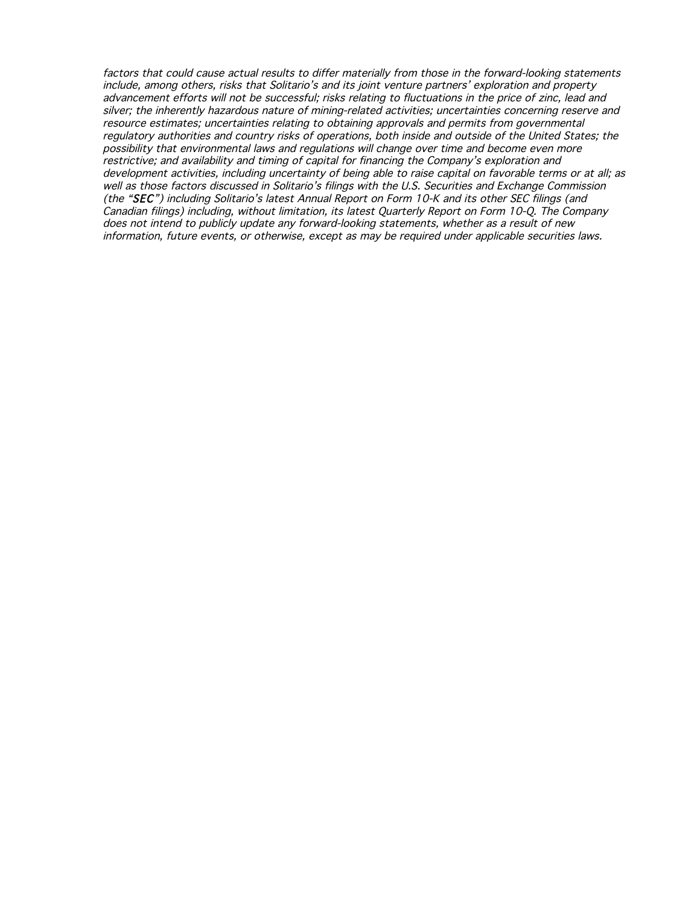*factors that could cause actual results to differ materially from those in the forward-looking statements include, among others, risks that Solitario's and its joint venture partners' exploration and property advancement efforts will not be successful; risks relating to fluctuations in the price of zinc, lead and silver; the inherently hazardous nature of mining-related activities; uncertainties concerning reserve and resource estimates; uncertainties relating to obtaining approvals and permits from governmental regulatory authorities and country risks of operations, both inside and outside of the United States; the possibility that environmental laws and regulations will change over time and become even more restrictive; and availability and timing of capital for financing the Company's exploration and development activities, including uncertainty of being able to raise capital on favorable terms or at all; as well as those factors discussed in Solitario's filings with the U.S. Securities and Exchange Commission (the "**SEC**") including Solitario's latest Annual Report on Form 10-K and its other SEC filings (and Canadian filings) including, without limitation, its latest Quarterly Report on Form 10-Q. The Company does not intend to publicly update any forward-looking statements, whether as a result of new information, future events, or otherwise, except as may be required under applicable securities laws.*